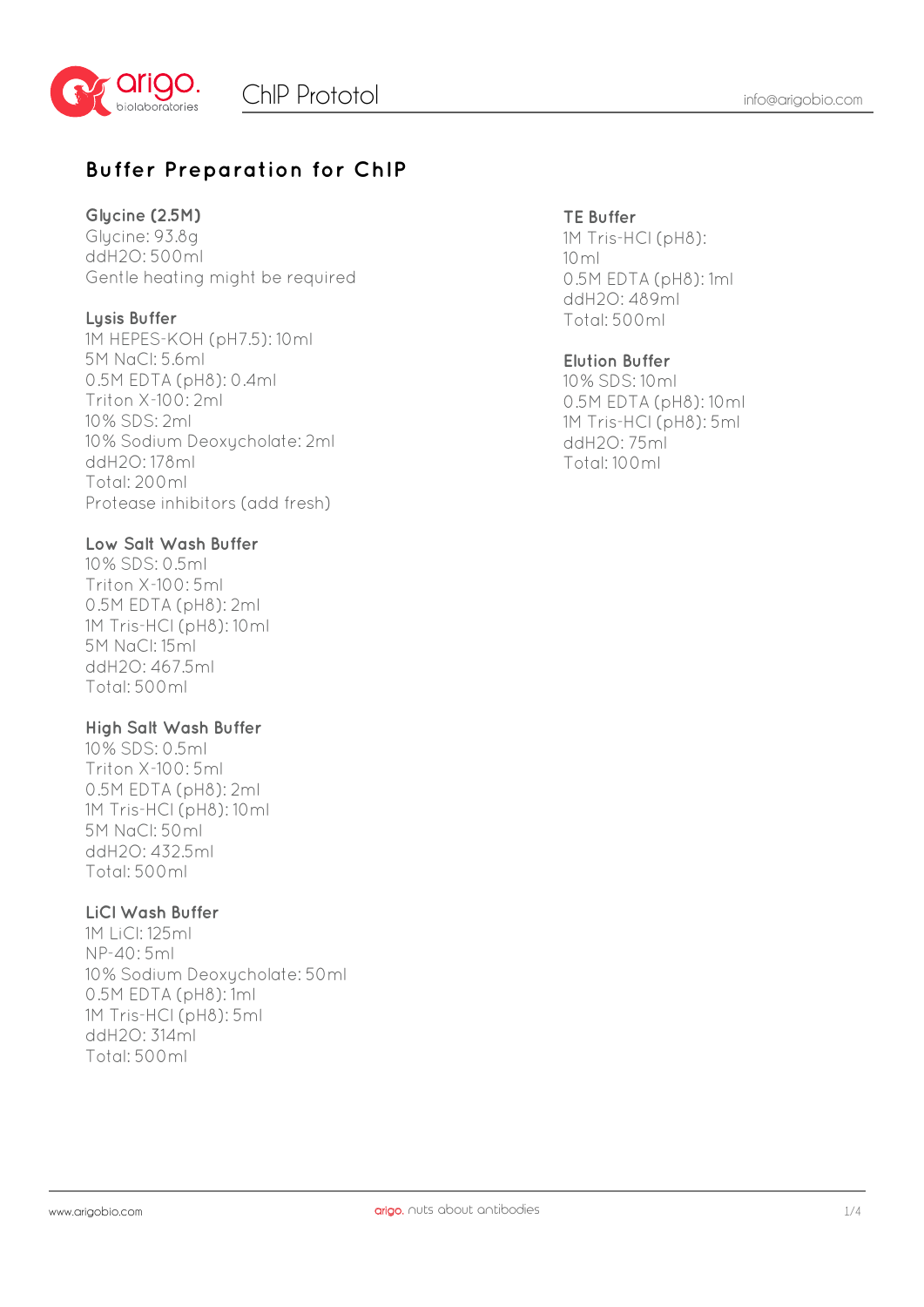## Buffer Preparation for ChIP

### Glycine (2.5M)

Glycine: 93.8g
ddH2O: 500ml
Gentle heating might be required

### Lysis Buffer

1M HEPES-KOH (pH7.5): 10ml
5M NaCl: 5.6ml
0.5M EDTA (pH8): 0.4ml
Triton X-100: 2ml
10% SDS: 2ml
10% Sodium Deoxycholate: 2ml
ddH2O: 178ml
Total: 200ml
Protease inhibitors (add fresh)

### Low Salt Wash Buffer

10% SDS: 0.5ml
Triton X-100: 5ml
0.5M EDTA (pH8): 2ml
1M Tris-HCl (pH8): 10ml
5M NaCl: 15ml
ddH2O: 467.5ml
Total: 500ml

### High Salt Wash Buffer

10% SDS: 0.5ml
Triton X-100: 5ml
0.5M EDTA (pH8): 2ml
1M Tris-HCl (pH8): 10ml
5M NaCl: 50ml
ddH2O: 432.5ml
Total: 500ml

### LiCl Wash Buffer

1M LiCl: 125ml
NP-40: 5ml
10% Sodium Deoxycholate: 50ml
0.5M EDTA (pH8): 1ml
1M Tris-HCl (pH8): 5ml
ddH2O: 314ml
Total: 500ml

### TE Buffer

1M Tris-HCl (pH8): 10ml
0.5M EDTA (pH8): 1ml
ddH2O: 489ml
Total: 500ml

### Elution Buffer

10% SDS: 10ml
0.5M EDTA (pH8): 10ml
1M Tris-HCl (pH8): 5ml
ddH2O: 75ml
Total: 100ml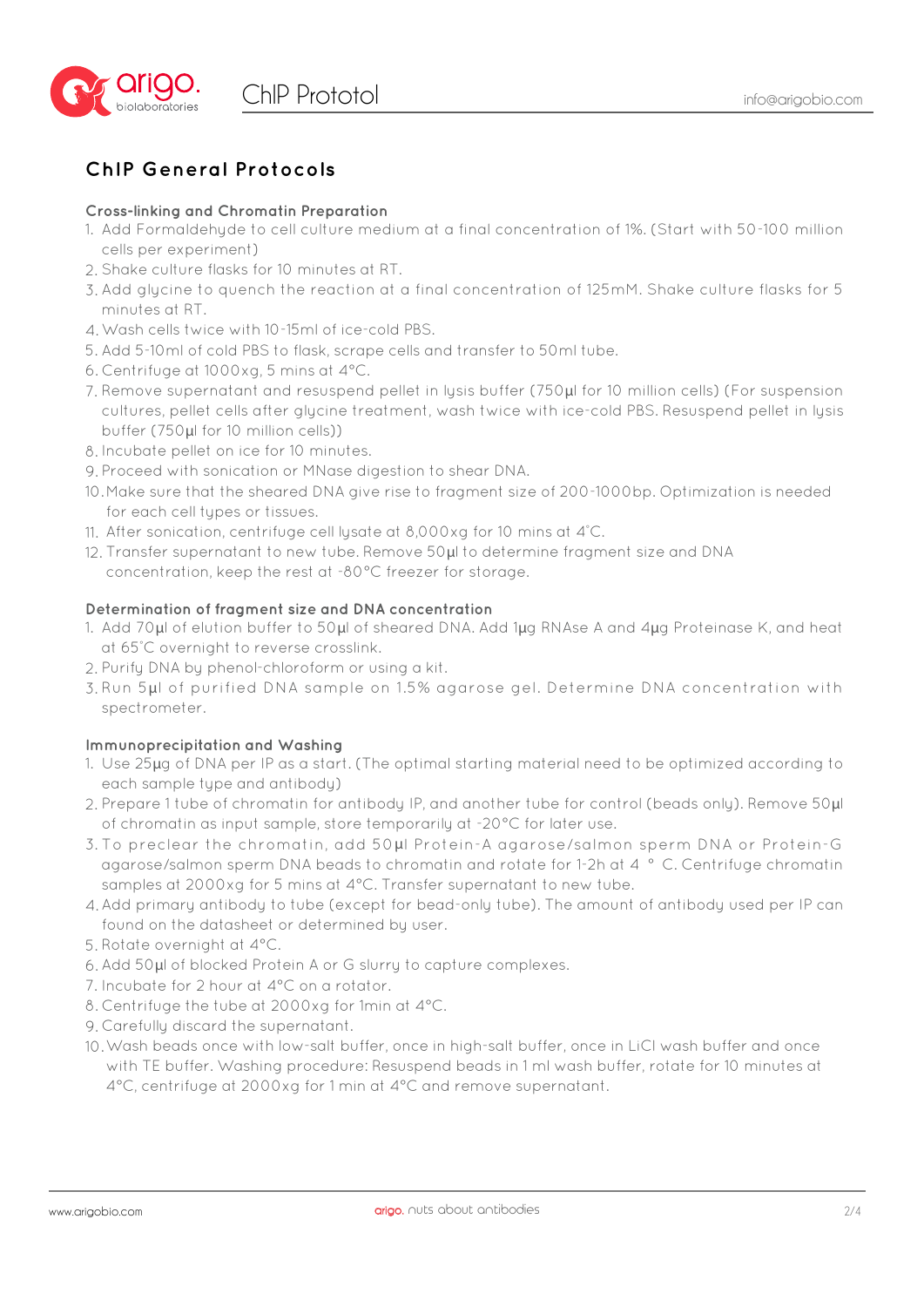## ChIP General Protocols

### Cross-linking and Chromatin Preparation

1. Add Formaldehyde to cell culture medium at a final concentration of 1%. (Start with 50-100 million cells per experiment)
2. Shake culture flasks for 10 minutes at RT.
3. Add glycine to quench the reaction at a final concentration of 125mM. Shake culture flasks for 5 minutes at RT.
4. Wash cells twice with 10-15ml of ice-cold PBS.
5. Add 5-10ml of cold PBS to flask, scrape cells and transfer to 50ml tube.
6. Centrifuge at 1000xg, 5 mins at 4°C.
7. Remove supernatant and resuspend pellet in lysis buffer (750µl for 10 million cells) (For suspension cultures, pellet cells after glycine treatment, wash twice with ice-cold PBS. Resuspend pellet in lysis buffer (750µl for 10 million cells))
8. Incubate pellet on ice for 10 minutes.
9. Proceed with sonication or MNase digestion to shear DNA.
10. Make sure that the sheared DNA give rise to fragment size of 200-1000bp. Optimization is needed for each cell types or tissues.
11. After sonication, centrifuge cell lysate at 8,000xg for 10 mins at 4°C.
12. Transfer supernatant to new tube. Remove 50µl to determine fragment size and DNA concentration, keep the rest at -80°C freezer for storage.

### Determination of fragment size and DNA concentration

1. Add 70µl of elution buffer to 50µl of sheared DNA. Add 1µg RNAse A and 4µg Proteinase K, and heat at 65°C overnight to reverse crosslink.
2. Purify DNA by phenol-chloroform or using a kit.
3. Run 5µl of purified DNA sample on 1.5% agarose gel. Determine DNA concentration with spectrometer.

### Immunoprecipitation and Washing

1. Use 25µg of DNA per IP as a start. (The optimal starting material need to be optimized according to each sample type and antibody)
2. Prepare 1 tube of chromatin for antibody IP, and another tube for control (beads only). Remove 50µl of chromatin as input sample, store temporarily at -20°C for later use.
3. To preclear the chromatin, add 50µl Protein-A agarose/salmon sperm DNA or Protein-G agarose/salmon sperm DNA beads to chromatin and rotate for 1-2h at 4 °C. Centrifuge chromatin samples at 2000xg for 5 mins at 4°C. Transfer supernatant to new tube.
4. Add primary antibody to tube (except for bead-only tube). The amount of antibody used per IP can found on the datasheet or determined by user.
5. Rotate overnight at 4°C.
6. Add 50µl of blocked Protein A or G slurry to capture complexes.
7. Incubate for 2 hour at 4°C on a rotator.
8. Centrifuge the tube at 2000xg for 1min at 4°C.
9. Carefully discard the supernatant.
10. Wash beads once with low-salt buffer, once in high-salt buffer, once in LiCl wash buffer and once with TE buffer. Washing procedure: Resuspend beads in 1 ml wash buffer, rotate for 10 minutes at 4°C, centrifuge at 2000xg for 1 min at 4°C and remove supernatant.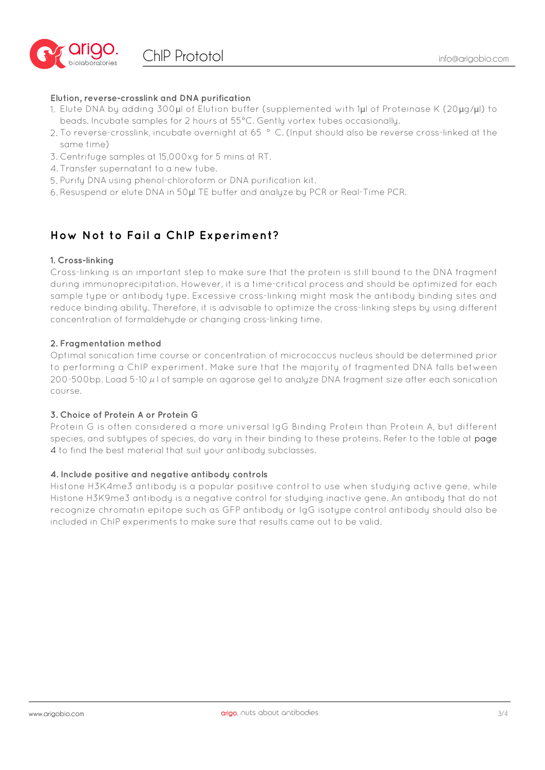### Elution, reverse-crosslink and DNA purification

1. Elute DNA by adding 300µl of Elution buffer (supplemented with 1µl of Proteinase K (20µg/µl) to beads. Incubate samples for 2 hours at 55°C. Gently vortex tubes occasionally.
2. To reverse-crosslink, incubate overnight at 65 ° C. (Input should also be reverse cross-linked at the same time)
3. Centrifuge samples at 15,000xg for 5 mins at RT.
4. Transfer supernatant to a new tube.
5. Purify DNA using phenol-chloroform or DNA purification kit.
6. Resuspend or elute DNA in 50µl TE buffer and analyze by PCR or Real-Time PCR.

## How Not to Fail a ChIP Experiment?

### 1. Cross-linking

Cross-linking is an important step to make sure that the protein is still bound to the DNA fragment during immunoprecipitation. However, it is a time-critical process and should be optimized for each sample type or antibody type. Excessive cross-linking might mask the antibody binding sites and reduce binding ability. Therefore, it is advisable to optimize the cross-linking steps by using different concentration of formaldehyde or changing cross-linking time.

### 2. Fragmentation method

Optimal sonication time course or concentration of micrococcus nucleus should be determined prior to performing a ChIP experiment. Make sure that the majority of fragmented DNA falls between 200-500bp. Load 5-10 µl of sample on agarose gel to analyze DNA fragment size after each sonication course.

### 3. Choice of Protein A or Protein G

Protein G is often considered a more universal IgG Binding Protein than Protein A, but different species, and subtypes of species, do vary in their binding to these proteins. Refer to the table at page 4 to find the best material that suit your antibody subclasses.

### 4. Include positive and negative antibody controls

Histone H3K4me3 antibody is a popular positive control to use when studying active gene, while Histone H3K9me3 antibody is a negative control for studying inactive gene. An antibody that do not recognize chromatin epitope such as GFP antibody or IgG isotype control antibody should also be included in ChIP experiments to make sure that results came out to be valid.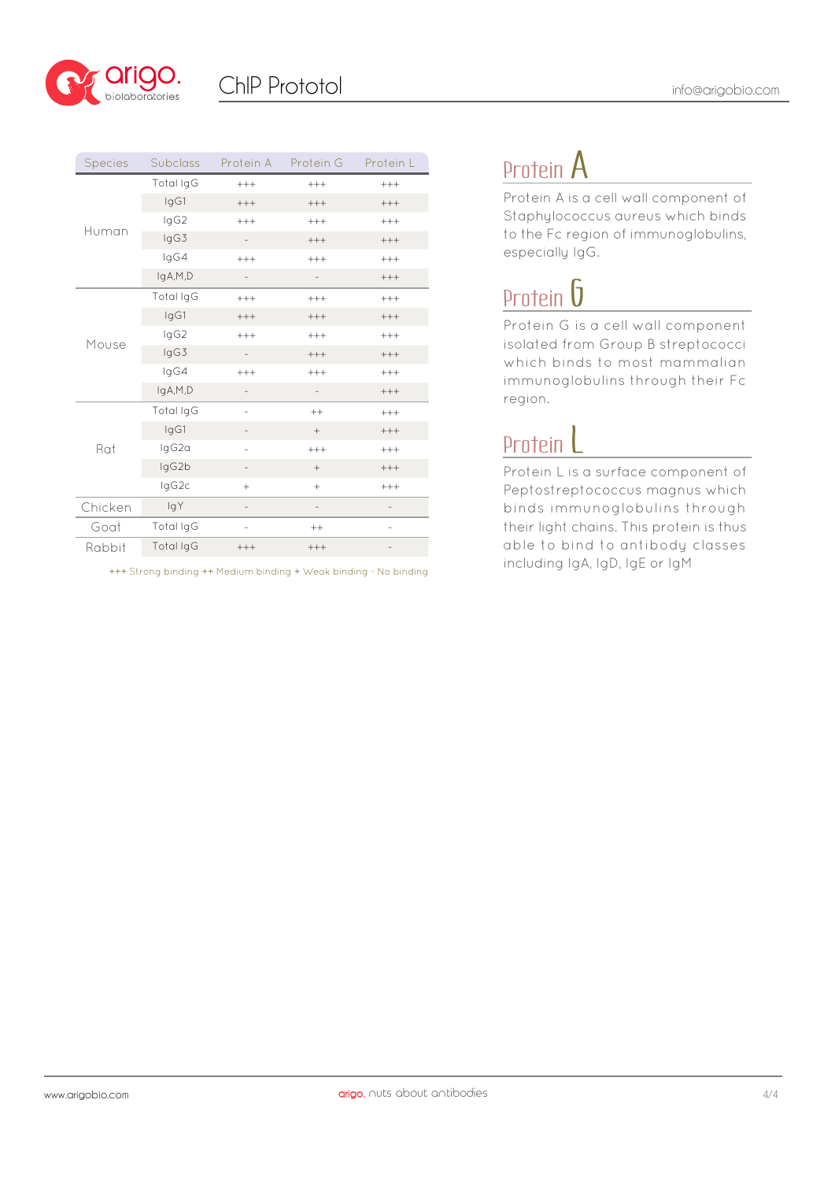| Species | Subclass | Protein A | Protein G | Protein L |
|---|---|---|---|---|
| Human | Total IgG | +++ | +++ | +++ |
| | IgG1 | +++ | +++ | +++ |
| | IgG2 | +++ | +++ | +++ |
| | IgG3 | - | +++ | +++ |
| | IgG4 | +++ | +++ | +++ |
| | IgA,M,D | - | - | +++ |
| Mouse | Total IgG | +++ | +++ | +++ |
| | IgG1 | +++ | +++ | +++ |
| | IgG2 | +++ | +++ | +++ |
| | IgG3 | - | +++ | +++ |
| | IgG4 | +++ | +++ | +++ |
| | IgA,M,D | - | - | +++ |
| Rat | Total IgG | - | ++ | +++ |
| | IgG1 | - | + | +++ |
| | IgG2a | - | +++ | +++ |
| | IgG2b | - | + | +++ |
| | IgG2c | + | + | +++ |
| Chicken | IgY | - | - | - |
| Goat | Total IgG | - | ++ | - |
| Rabbit | Total IgG | +++ | +++ | - |

+++ Strong binding ++ Medium binding + Weak binding - No binding

## Protein A

Protein A is a cell wall component of Staphylococcus aureus which binds to the Fc region of immunoglobulins, especially IgG.

## Protein G

Protein G is a cell wall component isolated from Group B streptococci which binds to most mammalian immunoglobulins through their Fc region.

## Protein L

Protein L is a surface component of Peptostreptococcus magnus which binds immunoglobulins through their light chains. This protein is thus able to bind to antibody classes including IgA, IgD, IgE or IgM